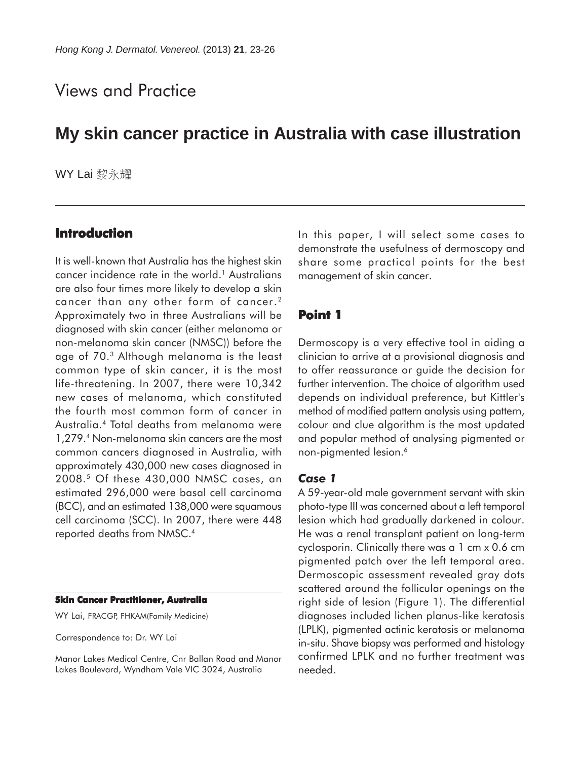# Views and Practice

## My skin cancer practice in Australia with case illustration

WY Lai 黎永耀

### Introduction

It is well-known that Australia has the highest skin cancer incidence rate in the world.[1] Australians are also four times more likely to develop a skin cancer than any other form of cancer.[2] Approximately two in three Australians will be diagnosed with skin cancer (either melanoma or non-melanoma skin cancer (NMSC)) before the age of 70.[3] Although melanoma is the least common type of skin cancer, it is the most life-threatening. In 2007, there were 10,342 new cases of melanoma, which constituted the fourth most common form of cancer in Australia.[4] Total deaths from melanoma were 1,279.[4] Non-melanoma skin cancers are the most common cancers diagnosed in Australia, with approximately 430,000 new cases diagnosed in 2008.[5] Of these 430,000 NMSC cases, an estimated 296,000 were basal cell carcinoma (BCC), and an estimated 138,000 were squamous cell carcinoma (SCC). In 2007, there were 448 reported deaths from NMSC.[4]

In this paper, I will select some cases to demonstrate the usefulness of dermoscopy and share some practical points for the best management of skin cancer.

### Point 1

Dermoscopy is a very effective tool in aiding a clinician to arrive at a provisional diagnosis and to offer reassurance or guide the decision for further intervention. The choice of algorithm used depends on individual preference, but Kittler's method of modified pattern analysis using pattern, colour and clue algorithm is the most updated and popular method of analysing pigmented or non-pigmented lesion.[6]

#### *Case 1*

A 59-year-old male government servant with skin photo-type III was concerned about a left temporal lesion which had gradually darkened in colour. He was a renal transplant patient on long-term cyclosporin. Clinically there was a 1 cm x 0.6 cm pigmented patch over the left temporal area. Dermoscopic assessment revealed gray dots scattered around the follicular openings on the right side of lesion (Figure 1). The differential diagnoses included lichen planus-like keratosis (LPLK), pigmented actinic keratosis or melanoma in-situ. Shave biopsy was performed and histology confirmed LPLK and no further treatment was needed.

---

**Skin Cancer Practitioner, Australia**

WY Lai, FRACGP, FHKAM(Family Medicine)

Correspondence to: Dr. WY Lai

Manor Lakes Medical Centre, Cnr Ballan Road and Manor Lakes Boulevard, Wyndham Vale VIC 3024, Australia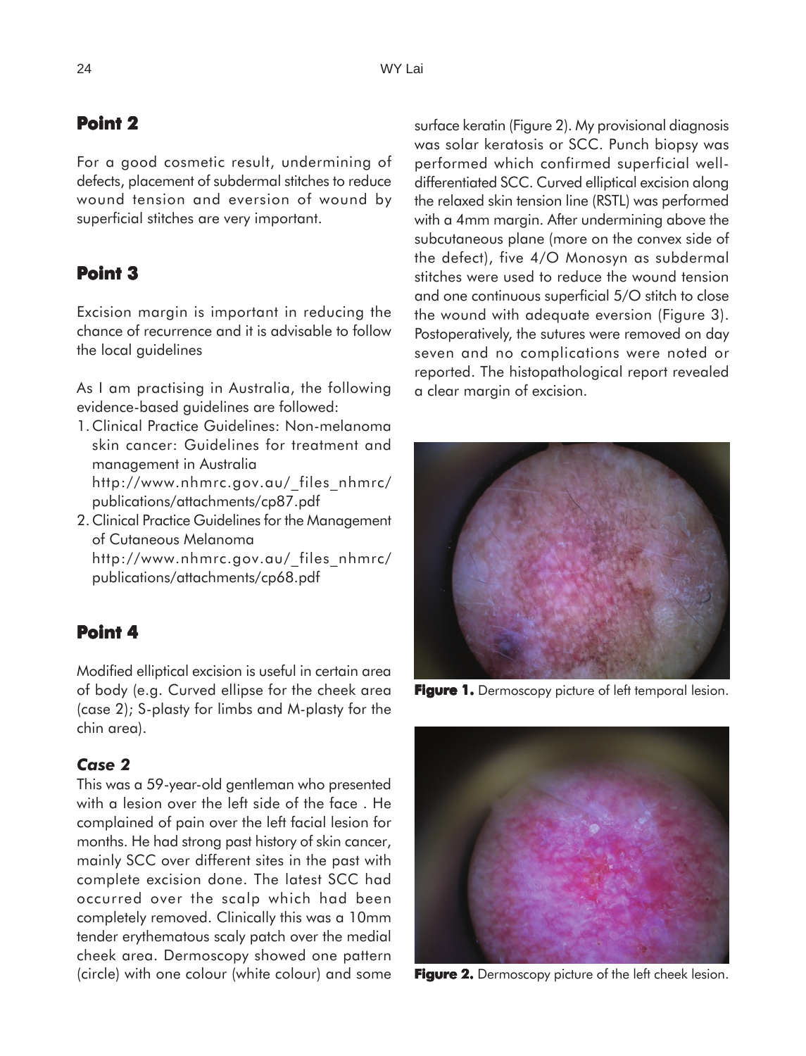## Point 2

For a good cosmetic result, undermining of defects, placement of subdermal stitches to reduce wound tension and eversion of wound by superficial stitches are very important.

## Point 3

Excision margin is important in reducing the chance of recurrence and it is advisable to follow the local guidelines

As I am practising in Australia, the following evidence-based guidelines are followed:

1. Clinical Practice Guidelines: Non-melanoma skin cancer: Guidelines for treatment and management in Australia http://www.nhmrc.gov.au/_files_nhmrc/publications/attachments/cp87.pdf
2. Clinical Practice Guidelines for the Management of Cutaneous Melanoma http://www.nhmrc.gov.au/_files_nhmrc/publications/attachments/cp68.pdf

## Point 4

Modified elliptical excision is useful in certain area of body (e.g. Curved ellipse for the cheek area (case 2); S-plasty for limbs and M-plasty for the chin area).

### *Case 2*

This was a 59-year-old gentleman who presented with a lesion over the left side of the face . He complained of pain over the left facial lesion for months. He had strong past history of skin cancer, mainly SCC over different sites in the past with complete excision done. The latest SCC had occurred over the scalp which had been completely removed. Clinically this was a 10mm tender erythematous scaly patch over the medial cheek area. Dermoscopy showed one pattern (circle) with one colour (white colour) and some surface keratin (Figure 2). My provisional diagnosis was solar keratosis or SCC. Punch biopsy was performed which confirmed superficial well-differentiated SCC. Curved elliptical excision along the relaxed skin tension line (RSTL) was performed with a 4mm margin. After undermining above the subcutaneous plane (more on the convex side of the defect), five 4/O Monosyn as subdermal stitches were used to reduce the wound tension and one continuous superficial 5/O stitch to close the wound with adequate eversion (Figure 3). Postoperatively, the sutures were removed on day seven and no complications were noted or reported. The histopathological report revealed a clear margin of excision.

**Figure 1.** Dermoscopy picture of left temporal lesion.

**Figure 2.** Dermoscopy picture of the left cheek lesion.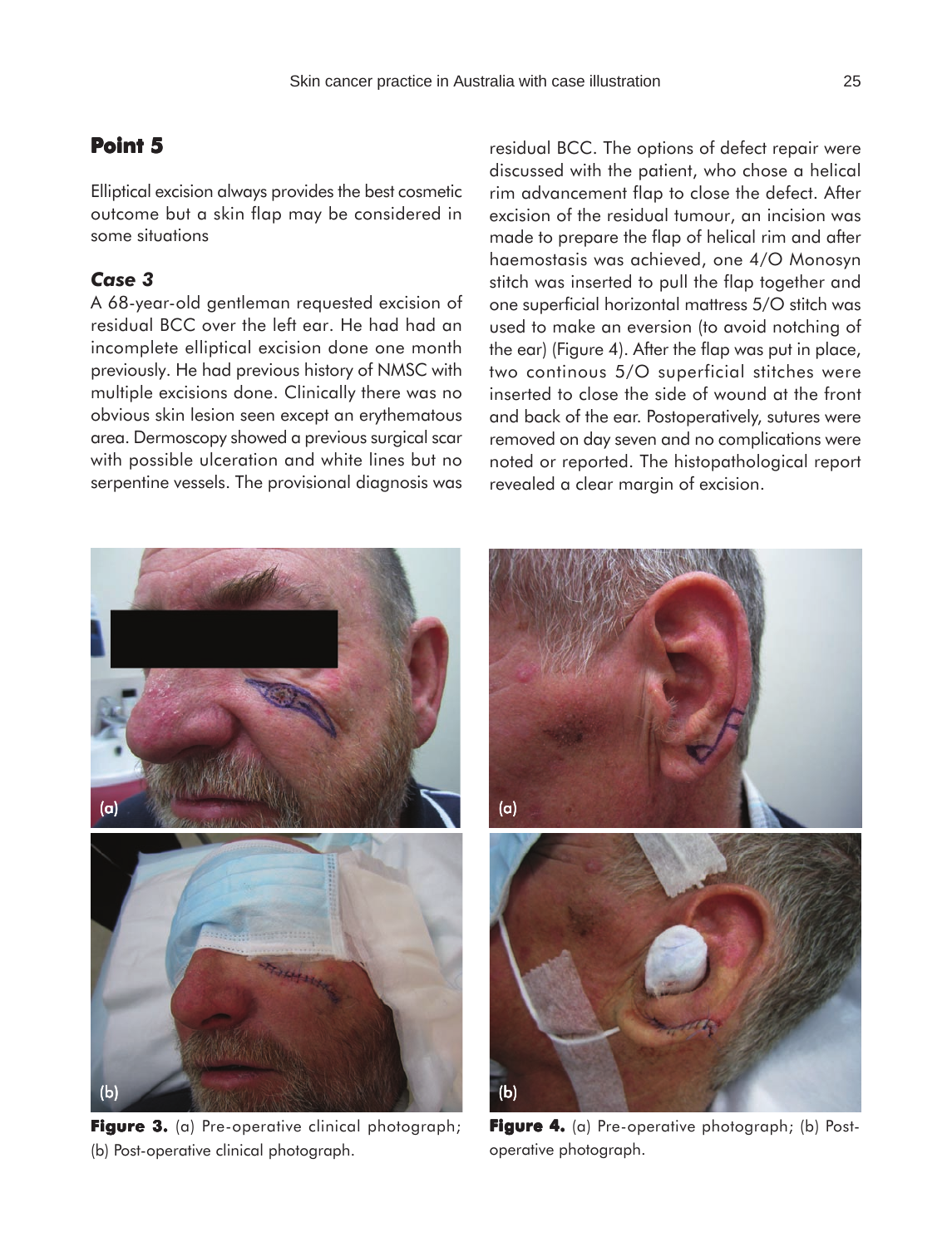## Point 5

Elliptical excision always provides the best cosmetic outcome but a skin flap may be considered in some situations

### *Case 3*

A 68-year-old gentleman requested excision of residual BCC over the left ear. He had had an incomplete elliptical excision done one month previously. He had previous history of NMSC with multiple excisions done. Clinically there was no obvious skin lesion seen except an erythematous area. Dermoscopy showed a previous surgical scar with possible ulceration and white lines but no serpentine vessels. The provisional diagnosis was residual BCC. The options of defect repair were discussed with the patient, who chose a helical rim advancement flap to close the defect. After excision of the residual tumour, an incision was made to prepare the flap of helical rim and after haemostasis was achieved, one 4/O Monosyn stitch was inserted to pull the flap together and one superficial horizontal mattress 5/O stitch was used to make an eversion (to avoid notching of the ear) (Figure 4). After the flap was put in place, two continous 5/O superficial stitches were inserted to close the side of wound at the front and back of the ear. Postoperatively, sutures were removed on day seven and no complications were noted or reported. The histopathological report revealed a clear margin of excision.

**Figure 3.** (a) Pre-operative clinical photograph; (b) Post-operative clinical photograph.

**Figure 4.** (a) Pre-operative photograph; (b) Post-operative photograph.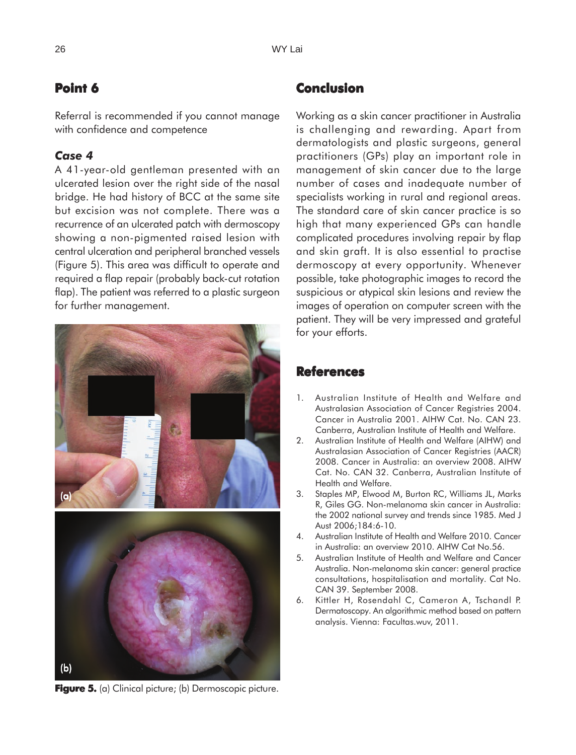## Point 6

Referral is recommended if you cannot manage with confidence and competence

### *Case 4*

A 41-year-old gentleman presented with an ulcerated lesion over the right side of the nasal bridge. He had history of BCC at the same site but excision was not complete. There was a recurrence of an ulcerated patch with dermoscopy showing a non-pigmented raised lesion with central ulceration and peripheral branched vessels (Figure 5). This area was difficult to operate and required a flap repair (probably back-cut rotation flap). The patient was referred to a plastic surgeon for further management.

**Figure 5.** (a) Clinical picture; (b) Dermoscopic picture.

## Conclusion

Working as a skin cancer practitioner in Australia is challenging and rewarding. Apart from dermatologists and plastic surgeons, general practitioners (GPs) play an important role in management of skin cancer due to the large number of cases and inadequate number of specialists working in rural and regional areas. The standard care of skin cancer practice is so high that many experienced GPs can handle complicated procedures involving repair by flap and skin graft. It is also essential to practise dermoscopy at every opportunity. Whenever possible, take photographic images to record the suspicious or atypical skin lesions and review the images of operation on computer screen with the patient. They will be very impressed and grateful for your efforts.

## References

1. Australian Institute of Health and Welfare and Australasian Association of Cancer Registries 2004. Cancer in Australia 2001. AIHW Cat. No. CAN 23. Canberra, Australian Institute of Health and Welfare.
2. Australian Institute of Health and Welfare (AIHW) and Australasian Association of Cancer Registries (AACR) 2008. Cancer in Australia: an overview 2008. AIHW Cat. No. CAN 32. Canberra, Australian Institute of Health and Welfare.
3. Staples MP, Elwood M, Burton RC, Williams JL, Marks R, Giles GG. Non-melanoma skin cancer in Australia: the 2002 national survey and trends since 1985. Med J Aust 2006;184:6-10.
4. Australian Institute of Health and Welfare 2010. Cancer in Australia: an overview 2010. AIHW Cat No.56.
5. Australian Institute of Health and Welfare and Cancer Australia. Non-melanoma skin cancer: general practice consultations, hospitalisation and mortality. Cat No. CAN 39. September 2008.
6. Kittler H, Rosendahl C, Cameron A, Tschandl P. Dermatoscopy. An algorithmic method based on pattern analysis. Vienna: Facultas.wuv, 2011.